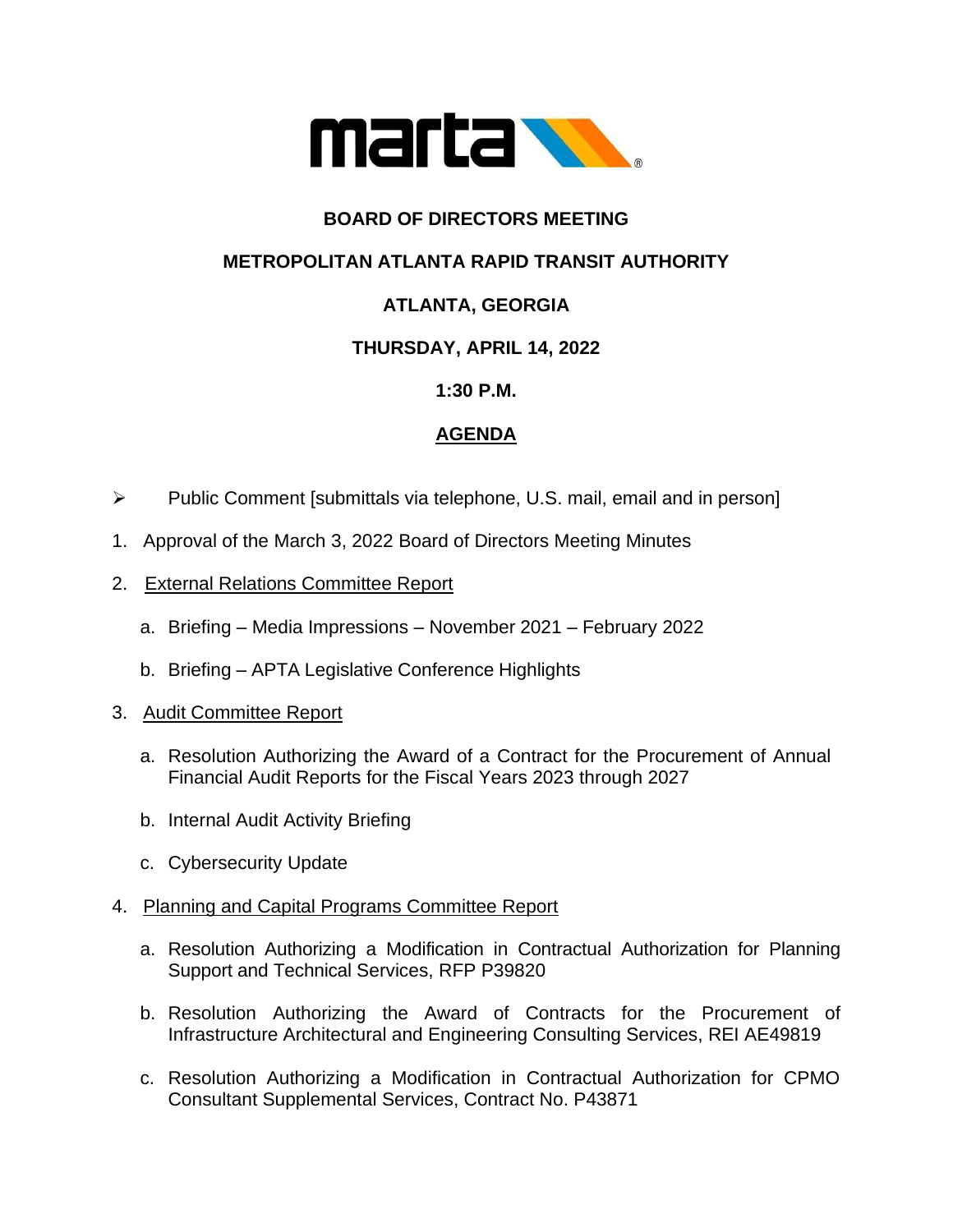**BOARD OF DIRECTORS MEETING**

**METROPOLITAN ATLANTA RAPID TRANSIT AUTHORITY**

**ATLANTA, GEORGIA**

**THURSDAY, APRIL 14, 2022**

**1:30 P.M.**

**AGENDA**

- Public Comment [submittals via telephone, U.S. mail, email and in person]

1. Approval of the March 3, 2022 Board of Directors Meeting Minutes

2. External Relations Committee Report

   a. Briefing – Media Impressions – November 2021 – February 2022

   b. Briefing – APTA Legislative Conference Highlights

3. Audit Committee Report

   a. Resolution Authorizing the Award of a Contract for the Procurement of Annual Financial Audit Reports for the Fiscal Years 2023 through 2027

   b. Internal Audit Activity Briefing

   c. Cybersecurity Update

4. Planning and Capital Programs Committee Report

   a. Resolution Authorizing a Modification in Contractual Authorization for Planning Support and Technical Services, RFP P39820

   b. Resolution Authorizing the Award of Contracts for the Procurement of Infrastructure Architectural and Engineering Consulting Services, REI AE49819

   c. Resolution Authorizing a Modification in Contractual Authorization for CPMO Consultant Supplemental Services, Contract No. P43871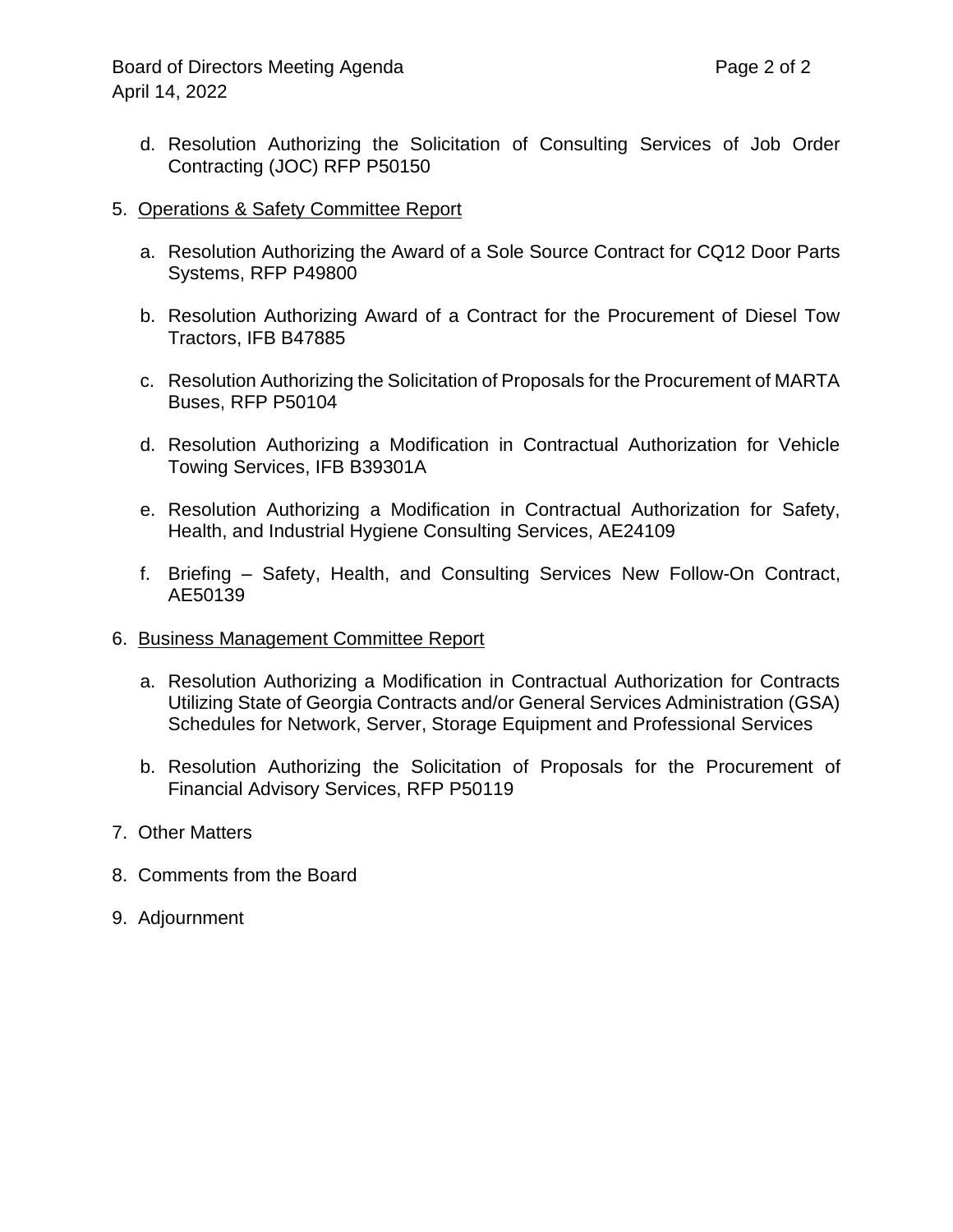d. Resolution Authorizing the Solicitation of Consulting Services of Job Order Contracting (JOC) RFP P50150

5. Operations & Safety Committee Report

   a. Resolution Authorizing the Award of a Sole Source Contract for CQ12 Door Parts Systems, RFP P49800

   b. Resolution Authorizing Award of a Contract for the Procurement of Diesel Tow Tractors, IFB B47885

   c. Resolution Authorizing the Solicitation of Proposals for the Procurement of MARTA Buses, RFP P50104

   d. Resolution Authorizing a Modification in Contractual Authorization for Vehicle Towing Services, IFB B39301A

   e. Resolution Authorizing a Modification in Contractual Authorization for Safety, Health, and Industrial Hygiene Consulting Services, AE24109

   f. Briefing – Safety, Health, and Consulting Services New Follow-On Contract, AE50139

6. Business Management Committee Report

   a. Resolution Authorizing a Modification in Contractual Authorization for Contracts Utilizing State of Georgia Contracts and/or General Services Administration (GSA) Schedules for Network, Server, Storage Equipment and Professional Services

   b. Resolution Authorizing the Solicitation of Proposals for the Procurement of Financial Advisory Services, RFP P50119

7. Other Matters

8. Comments from the Board

9. Adjournment